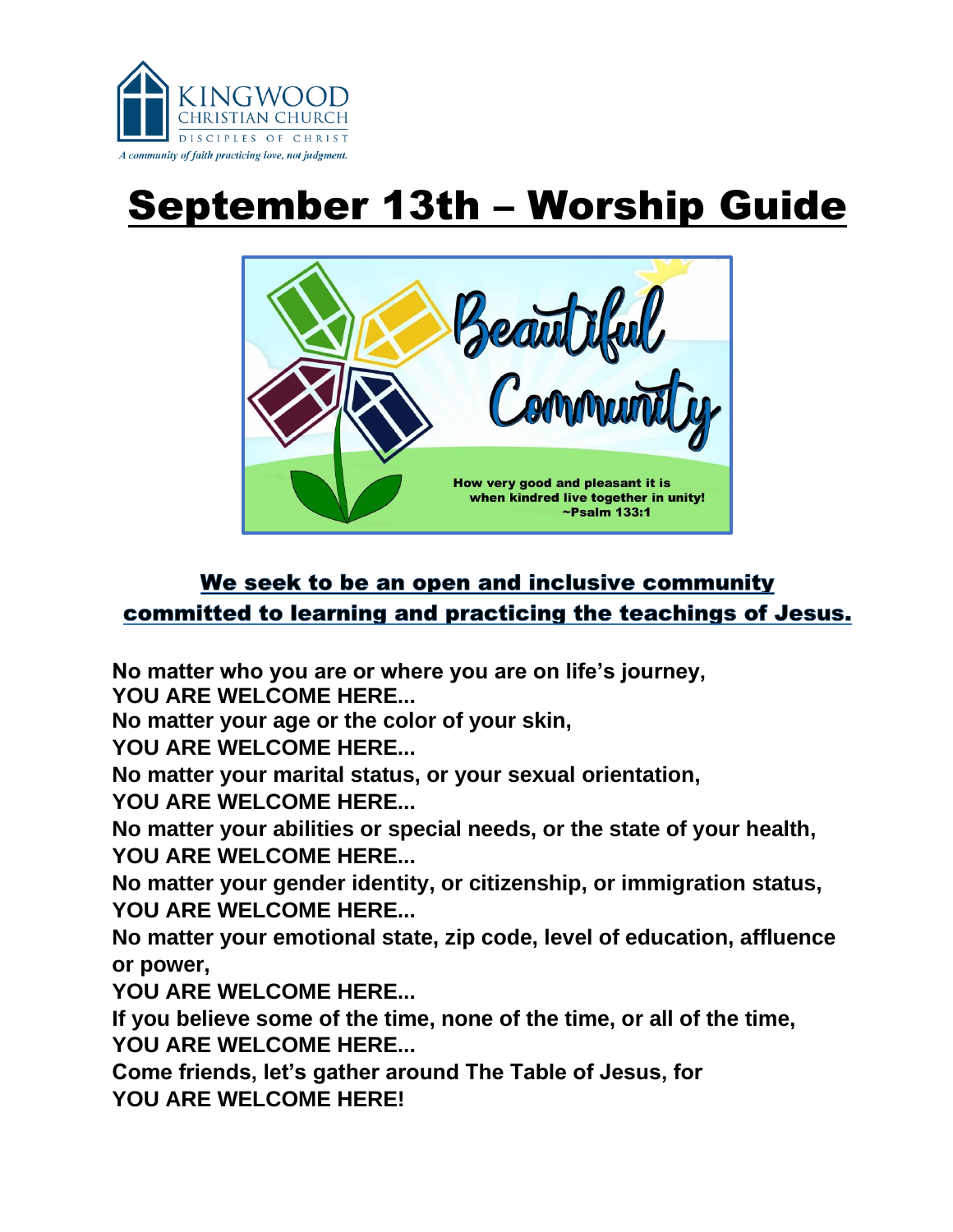KINGWOOD
CHRISTIAN CHURCH
DISCIPLES OF CHRIST

*A community of faith practicing love, not judgment.*

# September 13th – Worship Guide

Beautiful Community

How very good and pleasant it is when kindred live together in unity!
~Psalm 133:1

## We seek to be an open and inclusive community committed to learning and practicing the teachings of Jesus.

**No matter who you are or where you are on life's journey,**
**YOU ARE WELCOME HERE...**
**No matter your age or the color of your skin,**
**YOU ARE WELCOME HERE...**
**No matter your marital status, or your sexual orientation,**
**YOU ARE WELCOME HERE...**
**No matter your abilities or special needs, or the state of your health,**
**YOU ARE WELCOME HERE...**
**No matter your gender identity, or citizenship, or immigration status,**
**YOU ARE WELCOME HERE...**
**No matter your emotional state, zip code, level of education, affluence or power,**
**YOU ARE WELCOME HERE...**
**If you believe some of the time, none of the time, or all of the time,**
**YOU ARE WELCOME HERE...**
**Come friends, let's gather around The Table of Jesus, for**
**YOU ARE WELCOME HERE!**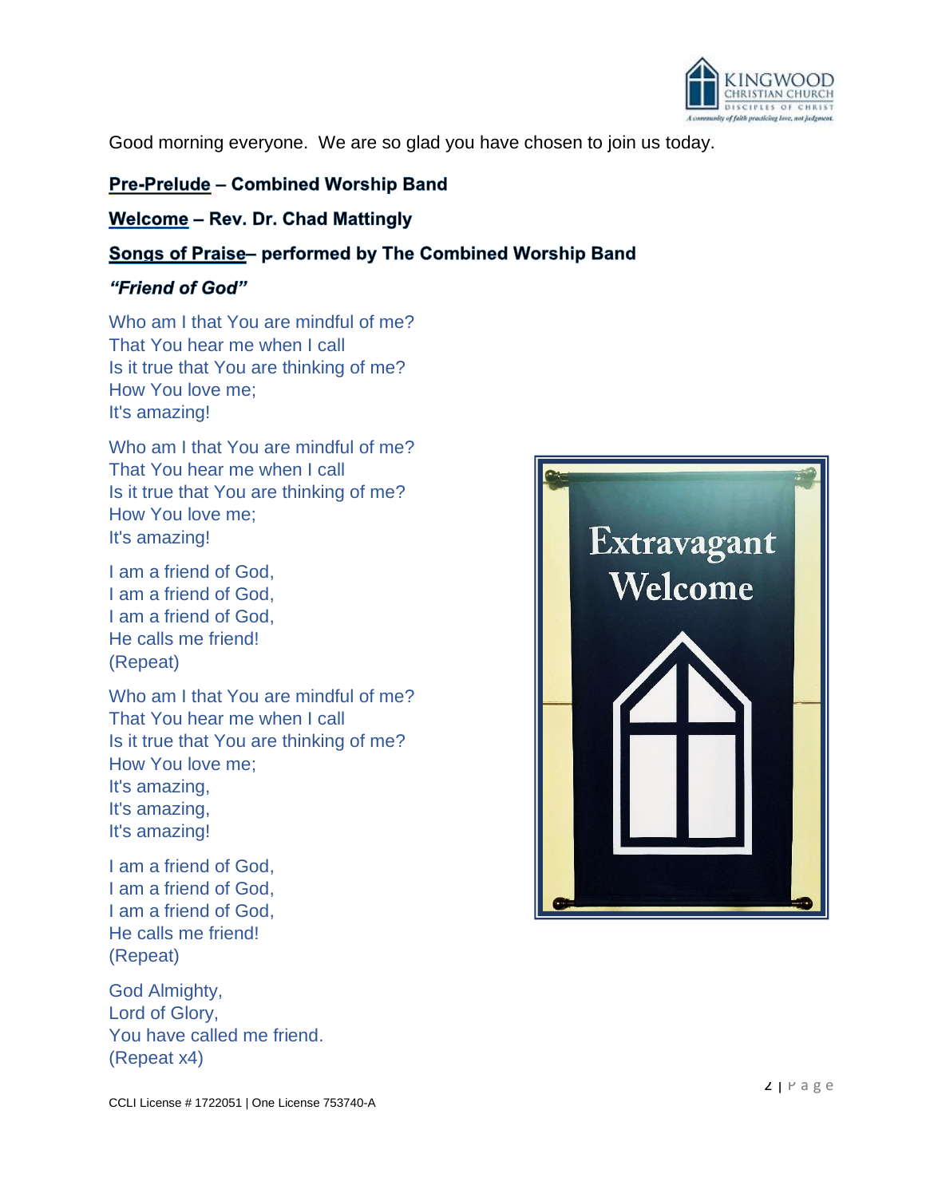Good morning everyone. We are so glad you have chosen to join us today.

**Pre-Prelude – Combined Worship Band**

**Welcome – Rev. Dr. Chad Mattingly**

**Songs of Praise– performed by The Combined Worship Band**

***"Friend of God"***

Who am I that You are mindful of me?
That You hear me when I call
Is it true that You are thinking of me?
How You love me;
It's amazing!

Who am I that You are mindful of me?
That You hear me when I call
Is it true that You are thinking of me?
How You love me;
It's amazing!

I am a friend of God,
I am a friend of God,
I am a friend of God,
He calls me friend!
(Repeat)

Who am I that You are mindful of me?
That You hear me when I call
Is it true that You are thinking of me?
How You love me;
It's amazing,
It's amazing,
It's amazing!

I am a friend of God,
I am a friend of God,
I am a friend of God,
He calls me friend!
(Repeat)

God Almighty,
Lord of Glory,
You have called me friend.
(Repeat x4)

CCLI License # 1722051 | One License 753740-A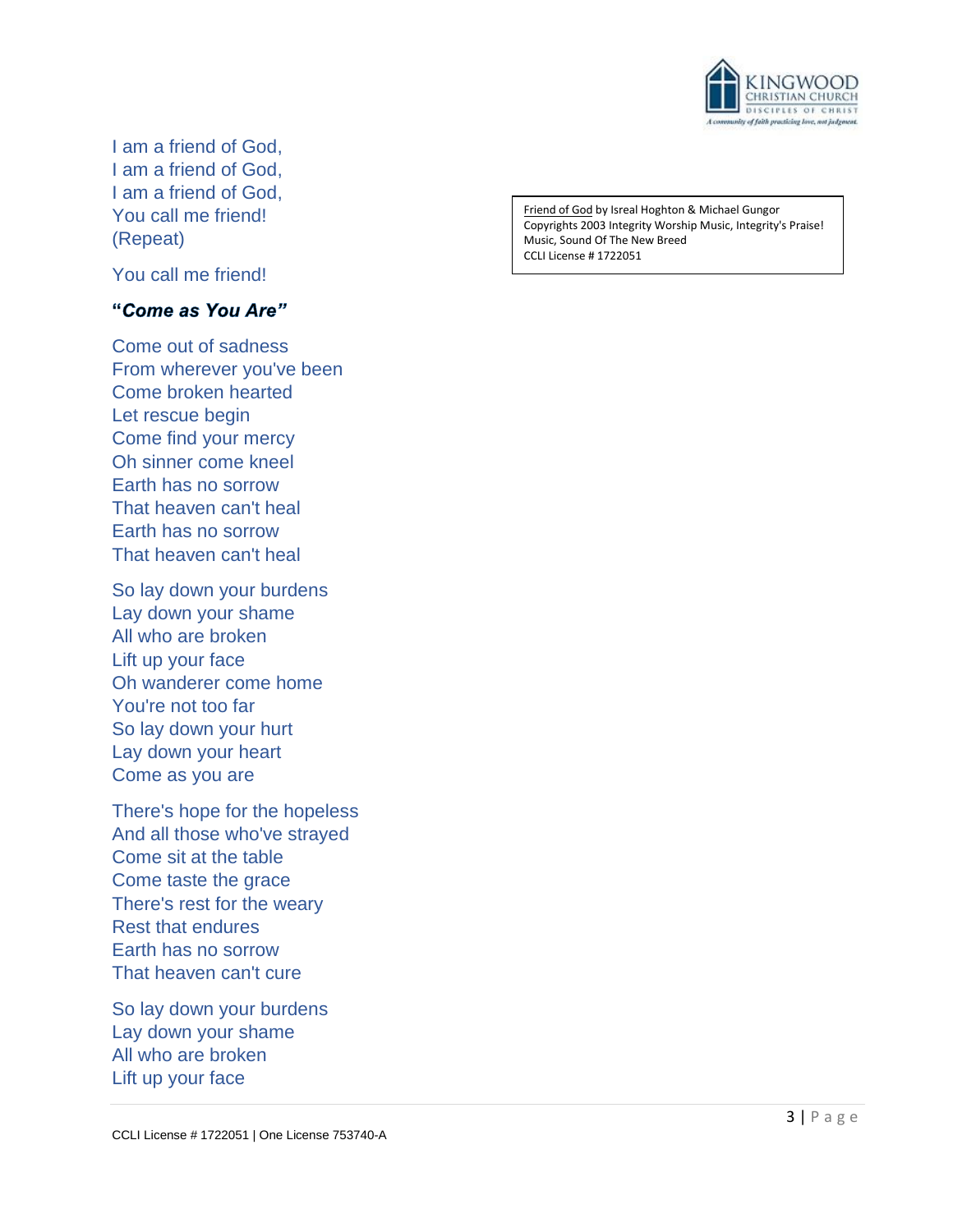I am a friend of God,
I am a friend of God,
I am a friend of God,
You call me friend!
(Repeat)

You call me friend!

Friend of God by Isreal Hoghton & Michael Gungor
Copyrights 2003 Integrity Worship Music, Integrity's Praise! Music, Sound Of The New Breed
CCLI License # 1722051

### "*Come as You Are*"

Come out of sadness
From wherever you've been
Come broken hearted
Let rescue begin
Come find your mercy
Oh sinner come kneel
Earth has no sorrow
That heaven can't heal
Earth has no sorrow
That heaven can't heal

So lay down your burdens
Lay down your shame
All who are broken
Lift up your face
Oh wanderer come home
You're not too far
So lay down your hurt
Lay down your heart
Come as you are

There's hope for the hopeless
And all those who've strayed
Come sit at the table
Come taste the grace
There's rest for the weary
Rest that endures
Earth has no sorrow
That heaven can't cure

So lay down your burdens
Lay down your shame
All who are broken
Lift up your face

CCLI License # 1722051 | One License 753740-A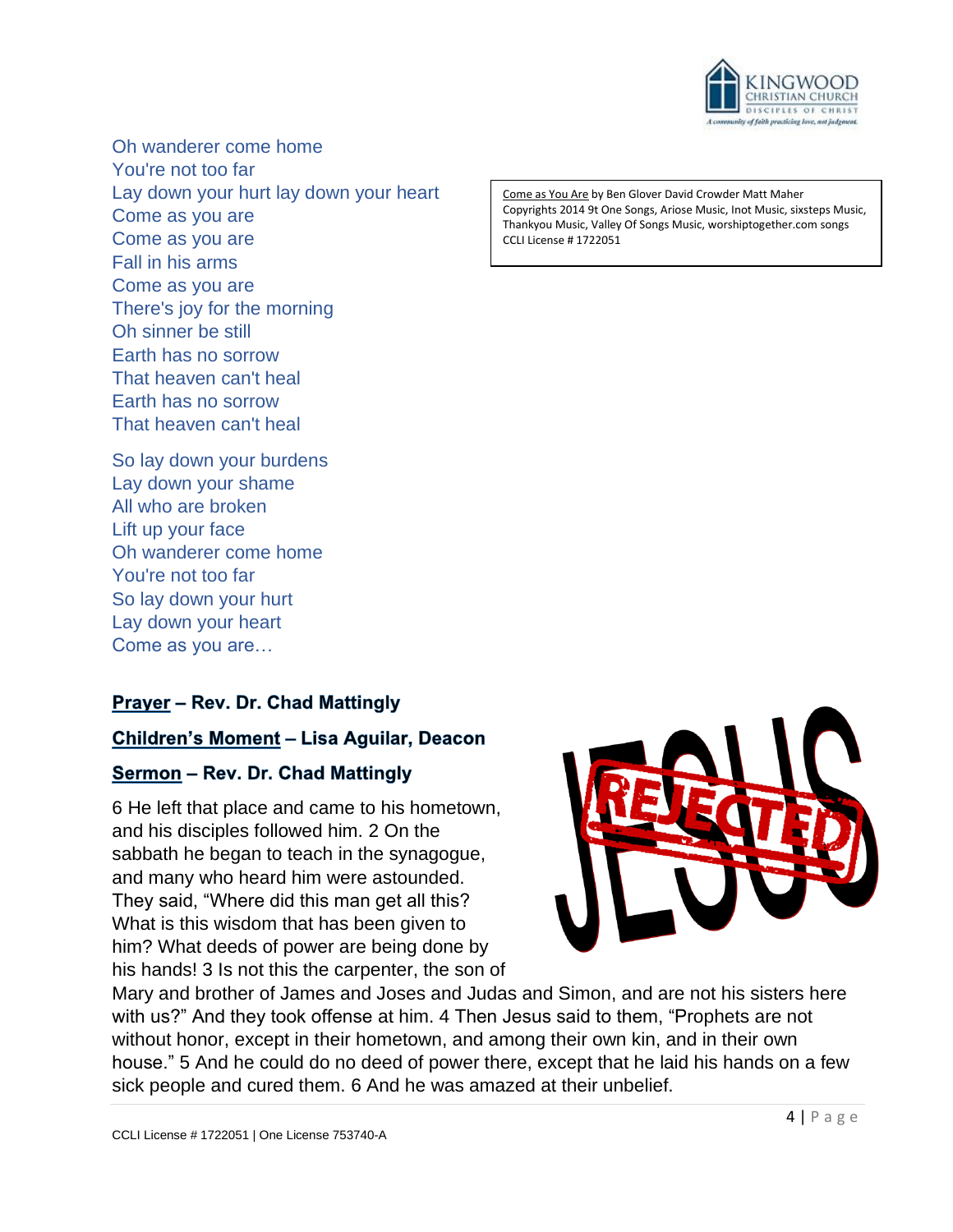Oh wanderer come home
You're not too far
Lay down your hurt lay down your heart
Come as you are
Come as you are
Fall in his arms
Come as you are
There's joy for the morning
Oh sinner be still
Earth has no sorrow
That heaven can't heal
Earth has no sorrow
That heaven can't heal

So lay down your burdens
Lay down your shame
All who are broken
Lift up your face
Oh wanderer come home
You're not too far
So lay down your hurt
Lay down your heart
Come as you are…

Come as You Are by Ben Glover David Crowder Matt Maher
Copyrights 2014 9t One Songs, Ariose Music, Inot Music, sixsteps Music, Thankyou Music, Valley Of Songs Music, worshiptogether.com songs
CCLI License # 1722051

**Prayer – Rev. Dr. Chad Mattingly**

**Children's Moment – Lisa Aguilar, Deacon**

**Sermon – Rev. Dr. Chad Mattingly**

6 He left that place and came to his hometown, and his disciples followed him. 2 On the sabbath he began to teach in the synagogue, and many who heard him were astounded. They said, "Where did this man get all this? What is this wisdom that has been given to him? What deeds of power are being done by his hands! 3 Is not this the carpenter, the son of Mary and brother of James and Joses and Judas and Simon, and are not his sisters here with us?" And they took offense at him. 4 Then Jesus said to them, "Prophets are not without honor, except in their hometown, and among their own kin, and in their own house." 5 And he could do no deed of power there, except that he laid his hands on a few sick people and cured them. 6 And he was amazed at their unbelief.

CCLI License # 1722051 | One License 753740-A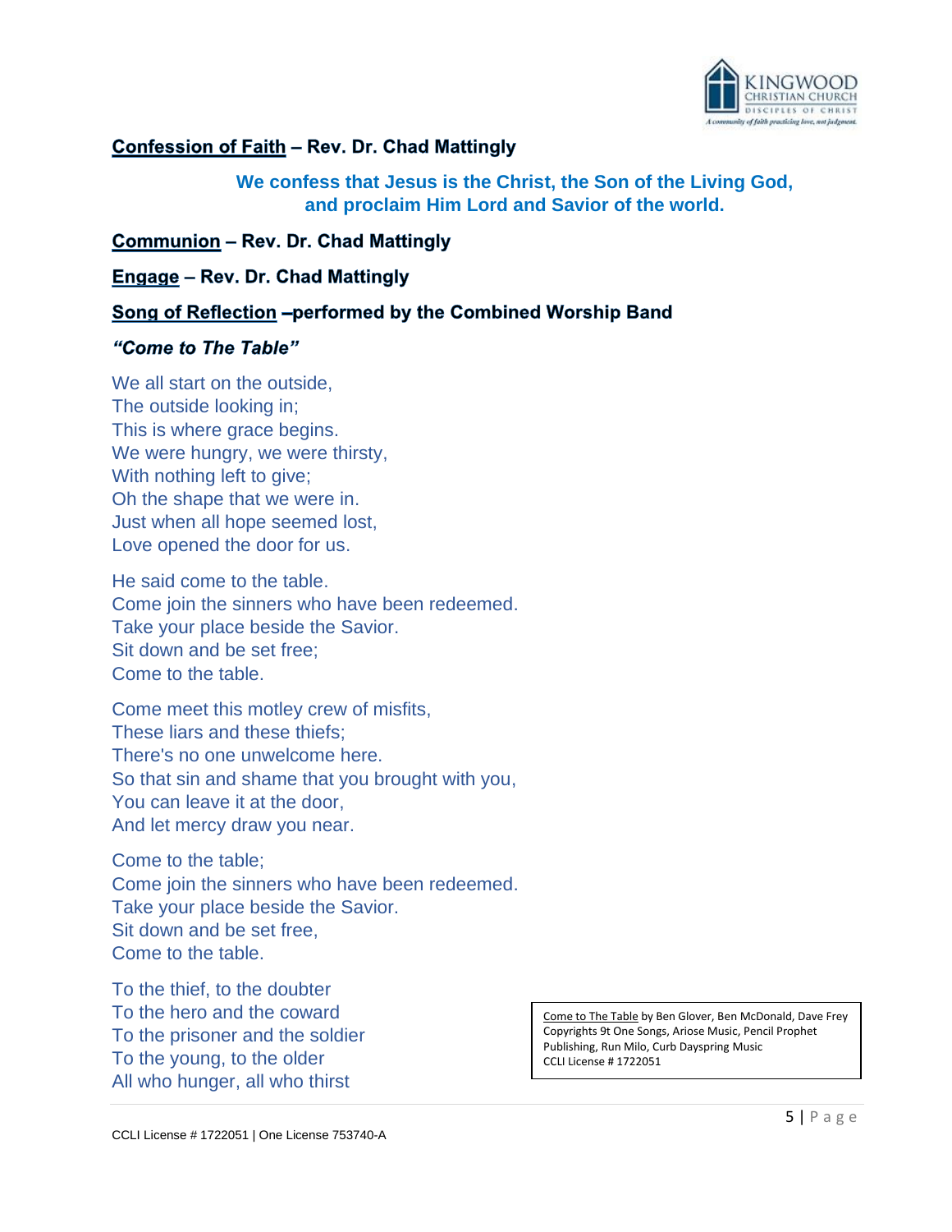**Confession of Faith** – Rev. Dr. Chad Mattingly

**We confess that Jesus is the Christ, the Son of the Living God, and proclaim Him Lord and Savior of the world.**

**Communion** – Rev. Dr. Chad Mattingly

**Engage** – Rev. Dr. Chad Mattingly

**Song of Reflection** –performed by the Combined Worship Band

***"Come to The Table"***

We all start on the outside,
The outside looking in;
This is where grace begins.
We were hungry, we were thirsty,
With nothing left to give;
Oh the shape that we were in.
Just when all hope seemed lost,
Love opened the door for us.

He said come to the table.
Come join the sinners who have been redeemed.
Take your place beside the Savior.
Sit down and be set free;
Come to the table.

Come meet this motley crew of misfits,
These liars and these thiefs;
There's no one unwelcome here.
So that sin and shame that you brought with you,
You can leave it at the door,
And let mercy draw you near.

Come to the table;
Come join the sinners who have been redeemed.
Take your place beside the Savior.
Sit down and be set free,
Come to the table.

To the thief, to the doubter
To the hero and the coward
To the prisoner and the soldier
To the young, to the older
All who hunger, all who thirst

Come to The Table by Ben Glover, Ben McDonald, Dave Frey
Copyrights 9t One Songs, Ariose Music, Pencil Prophet Publishing, Run Milo, Curb Dayspring Music
CCLI License # 1722051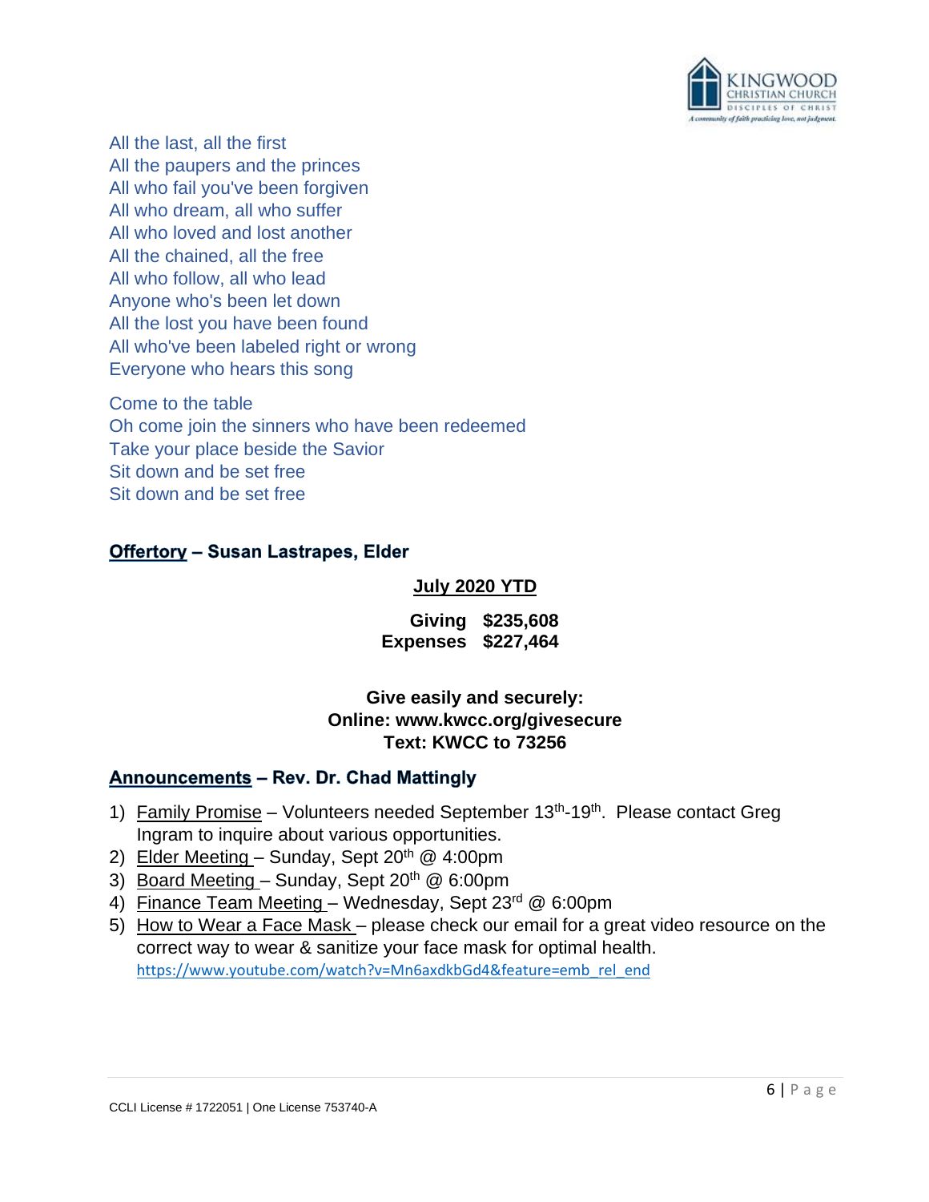All the last, all the first
All the paupers and the princes
All who fail you've been forgiven
All who dream, all who suffer
All who loved and lost another
All the chained, all the free
All who follow, all who lead
Anyone who's been let down
All the lost you have been found
All who've been labeled right or wrong
Everyone who hears this song

Come to the table
Oh come join the sinners who have been redeemed
Take your place beside the Savior
Sit down and be set free
Sit down and be set free

**Offertory – Susan Lastrapes, Elder**

**July 2020 YTD**

| | |
|---|---|
| **Giving** | **$235,608** |
| **Expenses** | **$227,464** |

**Give easily and securely:**
**Online: www.kwcc.org/givesecure**
**Text: KWCC to 73256**

**Announcements – Rev. Dr. Chad Mattingly**

1) Family Promise – Volunteers needed September 13th-19th. Please contact Greg Ingram to inquire about various opportunities.
2) Elder Meeting – Sunday, Sept 20th @ 4:00pm
3) Board Meeting – Sunday, Sept 20th @ 6:00pm
4) Finance Team Meeting – Wednesday, Sept 23rd @ 6:00pm
5) How to Wear a Face Mask – please check our email for a great video resource on the correct way to wear & sanitize your face mask for optimal health. https://www.youtube.com/watch?v=Mn6axdkbGd4&feature=emb_rel_end

CCLI License # 1722051 | One License 753740-A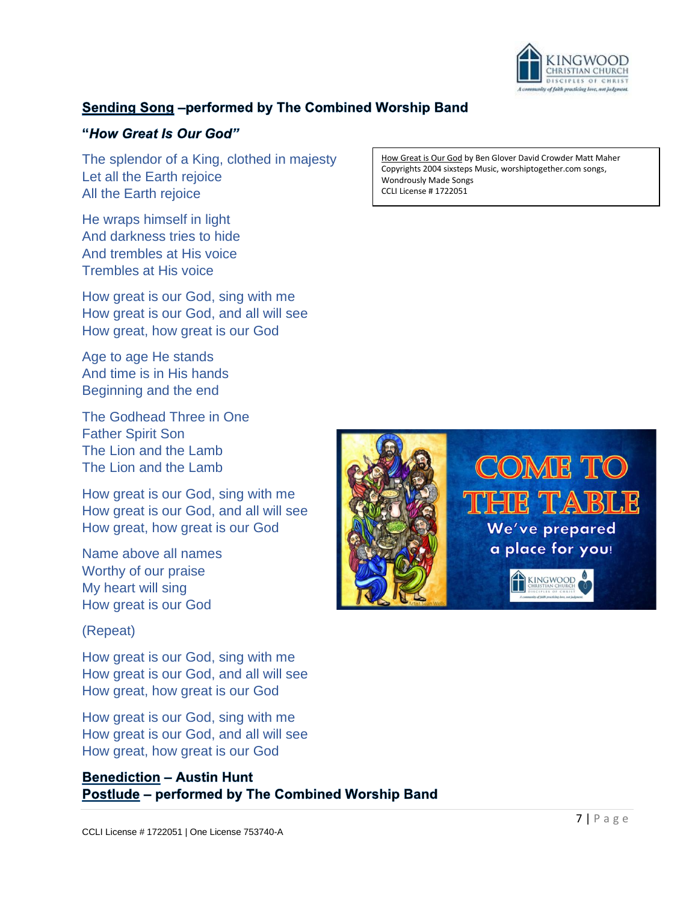**Sending Song** **–performed by The Combined Worship Band**

***"How Great Is Our God"***

How Great is Our God by Ben Glover David Crowder Matt Maher
Copyrights 2004 sixsteps Music, worshiptogether.com songs, Wondrously Made Songs
CCLI License # 1722051

The splendor of a King, clothed in majesty
Let all the Earth rejoice
All the Earth rejoice

He wraps himself in light
And darkness tries to hide
And trembles at His voice
Trembles at His voice

How great is our God, sing with me
How great is our God, and all will see
How great, how great is our God

Age to age He stands
And time is in His hands
Beginning and the end

The Godhead Three in One
Father Spirit Son
The Lion and the Lamb
The Lion and the Lamb

How great is our God, sing with me
How great is our God, and all will see
How great, how great is our God

Name above all names
Worthy of our praise
My heart will sing
How great is our God

(Repeat)

How great is our God, sing with me
How great is our God, and all will see
How great, how great is our God

How great is our God, sing with me
How great is our God, and all will see
How great, how great is our God

**Benediction** **– Austin Hunt**
**Postlude** **– performed by The Combined Worship Band**

CCLI License # 1722051 | One License 753740-A